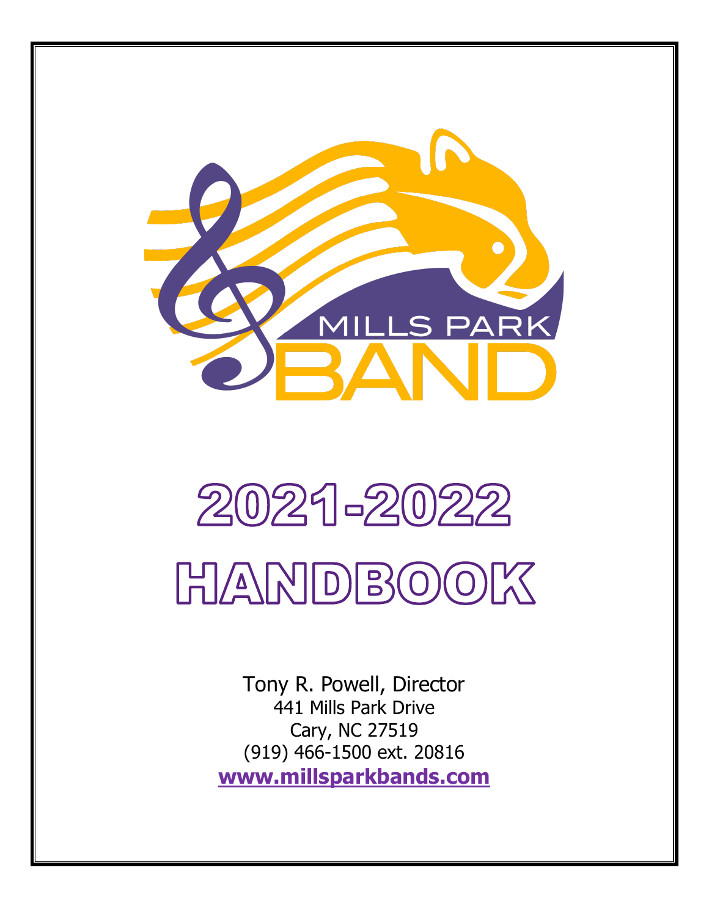MILLS PARK BAND

# 2021-2022 HANDBOOK

Tony R. Powell, Director
441 Mills Park Drive
Cary, NC 27519
(919) 466-1500 ext. 20816
**www.millsparkbands.com**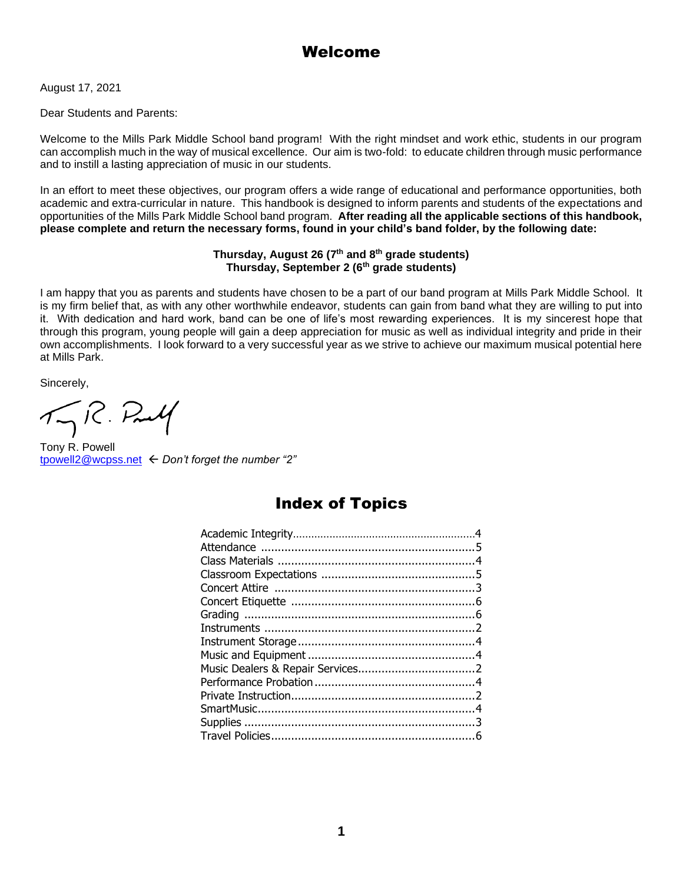# Welcome

August 17, 2021

Dear Students and Parents:

Welcome to the Mills Park Middle School band program! With the right mindset and work ethic, students in our program can accomplish much in the way of musical excellence. Our aim is two-fold: to educate children through music performance and to instill a lasting appreciation of music in our students.

In an effort to meet these objectives, our program offers a wide range of educational and performance opportunities, both academic and extra-curricular in nature. This handbook is designed to inform parents and students of the expectations and opportunities of the Mills Park Middle School band program. **After reading all the applicable sections of this handbook, please complete and return the necessary forms, found in your child's band folder, by the following date:**

**Thursday, August 26 (7th and 8th grade students)**
**Thursday, September 2 (6th grade students)**

I am happy that you as parents and students have chosen to be a part of our band program at Mills Park Middle School. It is my firm belief that, as with any other worthwhile endeavor, students can gain from band what they are willing to put into it. With dedication and hard work, band can be one of life's most rewarding experiences. It is my sincerest hope that through this program, young people will gain a deep appreciation for music as well as individual integrity and pride in their own accomplishments. I look forward to a very successful year as we strive to achieve our maximum musical potential here at Mills Park.

Sincerely,

Tony R. Powell
tpowell2@wcpss.net ← *Don't forget the number "2"*

# Index of Topics

Academic Integrity..........4
Attendance..........5
Class Materials..........4
Classroom Expectations..........5
Concert Attire..........3
Concert Etiquette..........6
Grading..........6
Instruments..........2
Instrument Storage..........4
Music and Equipment..........4
Music Dealers & Repair Services..........2
Performance Probation..........4
Private Instruction..........2
SmartMusic..........4
Supplies..........3
Travel Policies..........6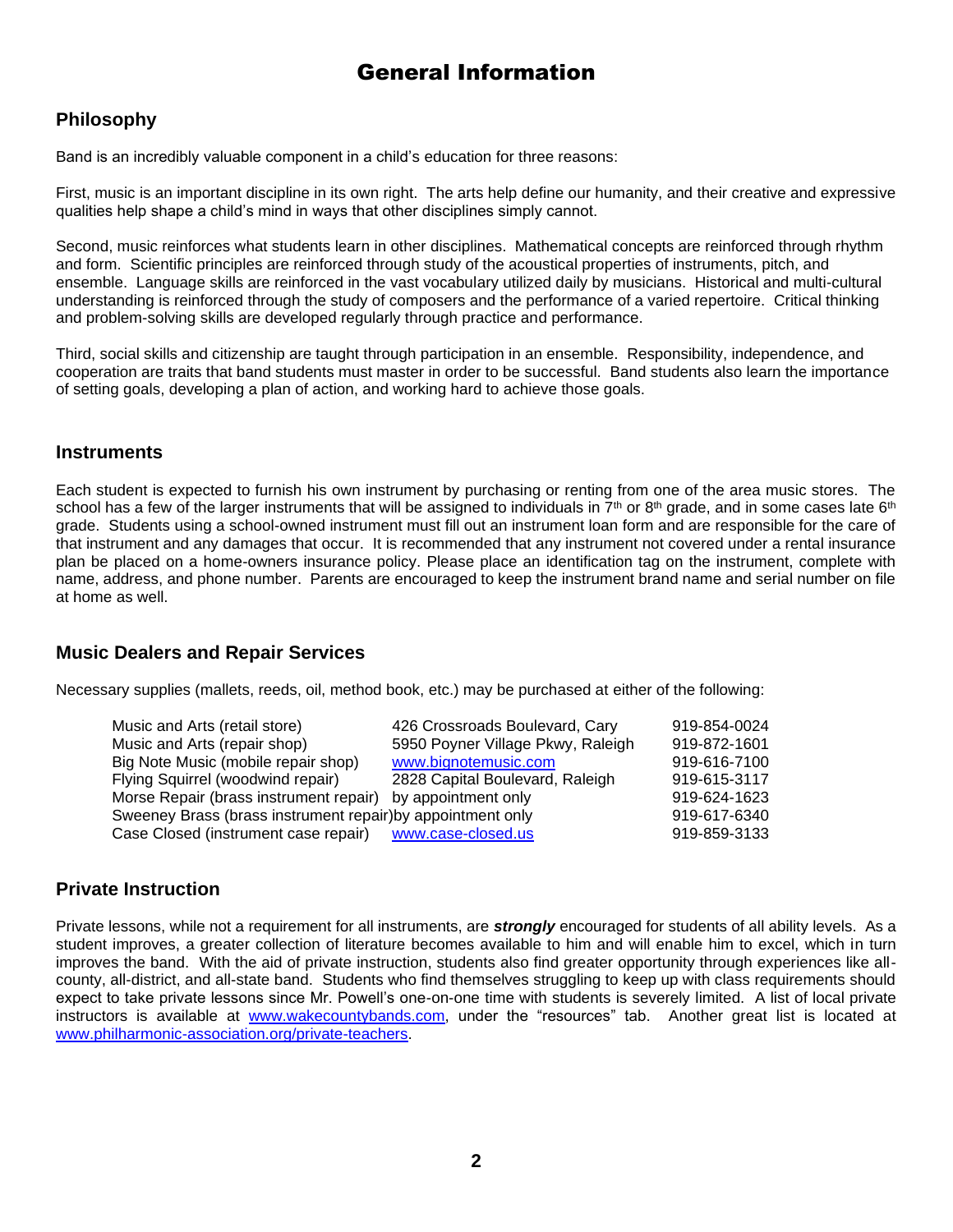# General Information

## Philosophy

Band is an incredibly valuable component in a child's education for three reasons:

First, music is an important discipline in its own right. The arts help define our humanity, and their creative and expressive qualities help shape a child's mind in ways that other disciplines simply cannot.

Second, music reinforces what students learn in other disciplines. Mathematical concepts are reinforced through rhythm and form. Scientific principles are reinforced through study of the acoustical properties of instruments, pitch, and ensemble. Language skills are reinforced in the vast vocabulary utilized daily by musicians. Historical and multi-cultural understanding is reinforced through the study of composers and the performance of a varied repertoire. Critical thinking and problem-solving skills are developed regularly through practice and performance.

Third, social skills and citizenship are taught through participation in an ensemble. Responsibility, independence, and cooperation are traits that band students must master in order to be successful. Band students also learn the importance of setting goals, developing a plan of action, and working hard to achieve those goals.

## Instruments

Each student is expected to furnish his own instrument by purchasing or renting from one of the area music stores. The school has a few of the larger instruments that will be assigned to individuals in 7th or 8th grade, and in some cases late 6th grade. Students using a school-owned instrument must fill out an instrument loan form and are responsible for the care of that instrument and any damages that occur. It is recommended that any instrument not covered under a rental insurance plan be placed on a home-owners insurance policy. Please place an identification tag on the instrument, complete with name, address, and phone number. Parents are encouraged to keep the instrument brand name and serial number on file at home as well.

## Music Dealers and Repair Services

Necessary supplies (mallets, reeds, oil, method book, etc.) may be purchased at either of the following:

| | | |
|---|---|---|
| Music and Arts (retail store) | 426 Crossroads Boulevard, Cary | 919-854-0024 |
| Music and Arts (repair shop) | 5950 Poyner Village Pkwy, Raleigh | 919-872-1601 |
| Big Note Music (mobile repair shop) | www.bignotemusic.com | 919-616-7100 |
| Flying Squirrel (woodwind repair) | 2828 Capital Boulevard, Raleigh | 919-615-3117 |
| Morse Repair (brass instrument repair) | by appointment only | 919-624-1623 |
| Sweeney Brass (brass instrument repair) | by appointment only | 919-617-6340 |
| Case Closed (instrument case repair) | www.case-closed.us | 919-859-3133 |

## Private Instruction

Private lessons, while not a requirement for all instruments, are ***strongly*** encouraged for students of all ability levels. As a student improves, a greater collection of literature becomes available to him and will enable him to excel, which in turn improves the band. With the aid of private instruction, students also find greater opportunity through experiences like all-county, all-district, and all-state band. Students who find themselves struggling to keep up with class requirements should expect to take private lessons since Mr. Powell's one-on-one time with students is severely limited. A list of local private instructors is available at www.wakecountybands.com, under the "resources" tab. Another great list is located at www.philharmonic-association.org/private-teachers.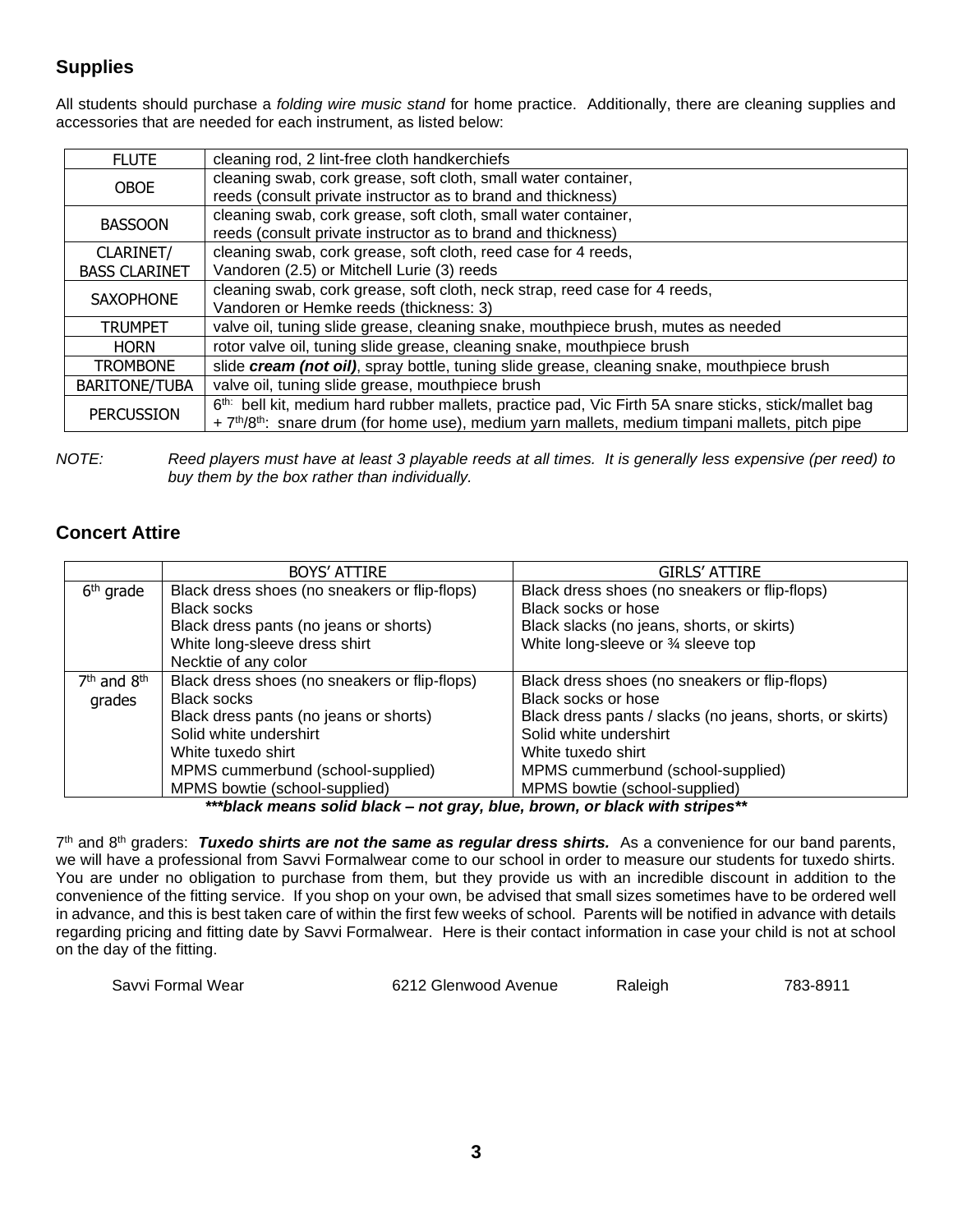## Supplies

All students should purchase a *folding wire music stand* for home practice. Additionally, there are cleaning supplies and accessories that are needed for each instrument, as listed below:

| | |
|---|---|
| FLUTE | cleaning rod, 2 lint-free cloth handkerchiefs |
| OBOE | cleaning swab, cork grease, soft cloth, small water container, reeds (consult private instructor as to brand and thickness) |
| BASSOON | cleaning swab, cork grease, soft cloth, small water container, reeds (consult private instructor as to brand and thickness) |
| CLARINET/ BASS CLARINET | cleaning swab, cork grease, soft cloth, reed case for 4 reeds, Vandoren (2.5) or Mitchell Lurie (3) reeds |
| SAXOPHONE | cleaning swab, cork grease, soft cloth, neck strap, reed case for 4 reeds, Vandoren or Hemke reeds (thickness: 3) |
| TRUMPET | valve oil, tuning slide grease, cleaning snake, mouthpiece brush, mutes as needed |
| HORN | rotor valve oil, tuning slide grease, cleaning snake, mouthpiece brush |
| TROMBONE | slide ***cream (not oil)***, spray bottle, tuning slide grease, cleaning snake, mouthpiece brush |
| BARITONE/TUBA | valve oil, tuning slide grease, mouthpiece brush |
| PERCUSSION | 6th: bell kit, medium hard rubber mallets, practice pad, Vic Firth 5A snare sticks, stick/mallet bag + 7th/8th: snare drum (for home use), medium yarn mallets, medium timpani mallets, pitch pipe |

*NOTE: Reed players must have at least 3 playable reeds at all times. It is generally less expensive (per reed) to buy them by the box rather than individually.*

## Concert Attire

| | BOYS' ATTIRE | GIRLS' ATTIRE |
|---|---|---|
| 6th grade | Black dress shoes (no sneakers or flip-flops)<br>Black socks<br>Black dress pants (no jeans or shorts)<br>White long-sleeve dress shirt<br>Necktie of any color | Black dress shoes (no sneakers or flip-flops)<br>Black socks or hose<br>Black slacks (no jeans, shorts, or skirts)<br>White long-sleeve or ¾ sleeve top |
| 7th and 8th grades | Black dress shoes (no sneakers or flip-flops)<br>Black socks<br>Black dress pants (no jeans or shorts)<br>Solid white undershirt<br>White tuxedo shirt<br>MPMS cummerbund (school-supplied)<br>MPMS bowtie (school-supplied) | Black dress shoes (no sneakers or flip-flops)<br>Black socks or hose<br>Black dress pants / slacks (no jeans, shorts, or skirts)<br>Solid white undershirt<br>White tuxedo shirt<br>MPMS cummerbund (school-supplied)<br>MPMS bowtie (school-supplied) |

***\*\*\*black means solid black – not gray, blue, brown, or black with stripes\*\****

7th and 8th graders: ***Tuxedo shirts are not the same as regular dress shirts.*** As a convenience for our band parents, we will have a professional from Savvi Formalwear come to our school in order to measure our students for tuxedo shirts. You are under no obligation to purchase from them, but they provide us with an incredible discount in addition to the convenience of the fitting service. If you shop on your own, be advised that small sizes sometimes have to be ordered well in advance, and this is best taken care of within the first few weeks of school. Parents will be notified in advance with details regarding pricing and fitting date by Savvi Formalwear. Here is their contact information in case your child is not at school on the day of the fitting.

Savvi Formal Wear  6212 Glenwood Avenue  Raleigh  783-8911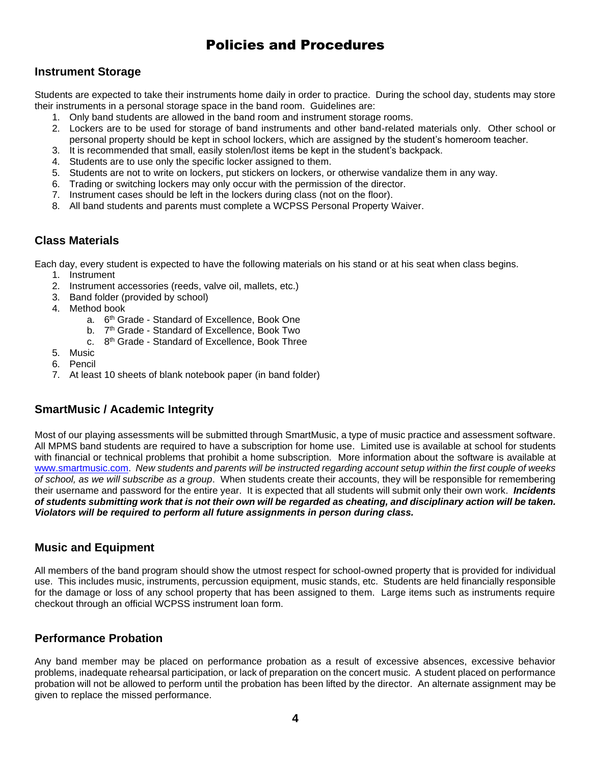# Policies and Procedures

## Instrument Storage

Students are expected to take their instruments home daily in order to practice. During the school day, students may store their instruments in a personal storage space in the band room. Guidelines are:

1. Only band students are allowed in the band room and instrument storage rooms.
2. Lockers are to be used for storage of band instruments and other band-related materials only. Other school or personal property should be kept in school lockers, which are assigned by the student's homeroom teacher.
3. It is recommended that small, easily stolen/lost items be kept in the student's backpack.
4. Students are to use only the specific locker assigned to them.
5. Students are not to write on lockers, put stickers on lockers, or otherwise vandalize them in any way.
6. Trading or switching lockers may only occur with the permission of the director.
7. Instrument cases should be left in the lockers during class (not on the floor).
8. All band students and parents must complete a WCPSS Personal Property Waiver.

## Class Materials

Each day, every student is expected to have the following materials on his stand or at his seat when class begins.

1. Instrument
2. Instrument accessories (reeds, valve oil, mallets, etc.)
3. Band folder (provided by school)
4. Method book
   a. 6th Grade - Standard of Excellence, Book One
   b. 7th Grade - Standard of Excellence, Book Two
   c. 8th Grade - Standard of Excellence, Book Three
5. Music
6. Pencil
7. At least 10 sheets of blank notebook paper (in band folder)

## SmartMusic / Academic Integrity

Most of our playing assessments will be submitted through SmartMusic, a type of music practice and assessment software. All MPMS band students are required to have a subscription for home use. Limited use is available at school for students with financial or technical problems that prohibit a home subscription. More information about the software is available at www.smartmusic.com. *New students and parents will be instructed regarding account setup within the first couple of weeks of school, as we will subscribe as a group*. When students create their accounts, they will be responsible for remembering their username and password for the entire year. It is expected that all students will submit only their own work. ***Incidents of students submitting work that is not their own will be regarded as cheating, and disciplinary action will be taken. Violators will be required to perform all future assignments in person during class.***

## Music and Equipment

All members of the band program should show the utmost respect for school-owned property that is provided for individual use. This includes music, instruments, percussion equipment, music stands, etc. Students are held financially responsible for the damage or loss of any school property that has been assigned to them. Large items such as instruments require checkout through an official WCPSS instrument loan form.

## Performance Probation

Any band member may be placed on performance probation as a result of excessive absences, excessive behavior problems, inadequate rehearsal participation, or lack of preparation on the concert music. A student placed on performance probation will not be allowed to perform until the probation has been lifted by the director. An alternate assignment may be given to replace the missed performance.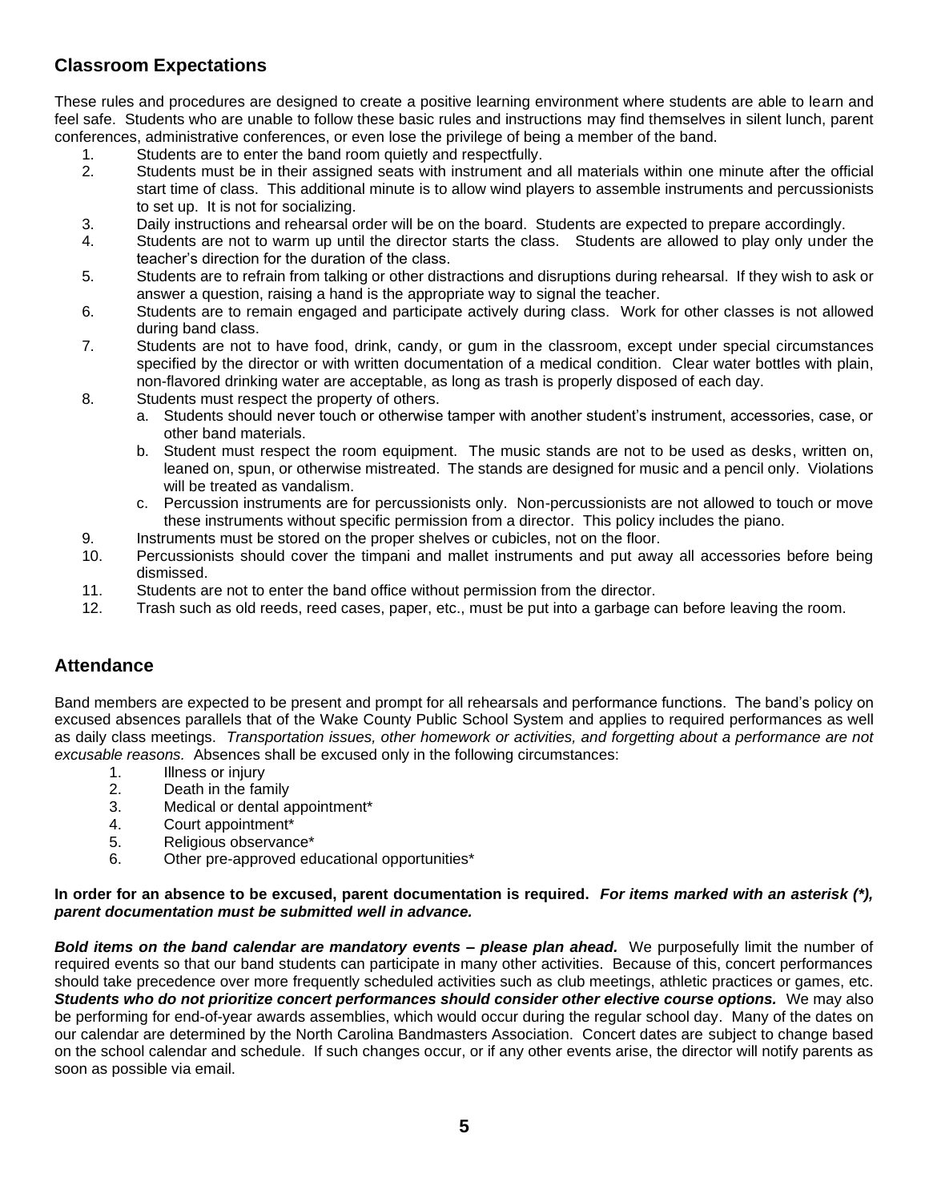## Classroom Expectations

These rules and procedures are designed to create a positive learning environment where students are able to learn and feel safe. Students who are unable to follow these basic rules and instructions may find themselves in silent lunch, parent conferences, administrative conferences, or even lose the privilege of being a member of the band.

1. Students are to enter the band room quietly and respectfully.
2. Students must be in their assigned seats with instrument and all materials within one minute after the official start time of class. This additional minute is to allow wind players to assemble instruments and percussionists to set up. It is not for socializing.
3. Daily instructions and rehearsal order will be on the board. Students are expected to prepare accordingly.
4. Students are not to warm up until the director starts the class. Students are allowed to play only under the teacher's direction for the duration of the class.
5. Students are to refrain from talking or other distractions and disruptions during rehearsal. If they wish to ask or answer a question, raising a hand is the appropriate way to signal the teacher.
6. Students are to remain engaged and participate actively during class. Work for other classes is not allowed during band class.
7. Students are not to have food, drink, candy, or gum in the classroom, except under special circumstances specified by the director or with written documentation of a medical condition. Clear water bottles with plain, non-flavored drinking water are acceptable, as long as trash is properly disposed of each day.
8. Students must respect the property of others.
   a. Students should never touch or otherwise tamper with another student's instrument, accessories, case, or other band materials.
   b. Student must respect the room equipment. The music stands are not to be used as desks, written on, leaned on, spun, or otherwise mistreated. The stands are designed for music and a pencil only. Violations will be treated as vandalism.
   c. Percussion instruments are for percussionists only. Non-percussionists are not allowed to touch or move these instruments without specific permission from a director. This policy includes the piano.
9. Instruments must be stored on the proper shelves or cubicles, not on the floor.
10. Percussionists should cover the timpani and mallet instruments and put away all accessories before being dismissed.
11. Students are not to enter the band office without permission from the director.
12. Trash such as old reeds, reed cases, paper, etc., must be put into a garbage can before leaving the room.

## Attendance

Band members are expected to be present and prompt for all rehearsals and performance functions. The band's policy on excused absences parallels that of the Wake County Public School System and applies to required performances as well as daily class meetings. *Transportation issues, other homework or activities, and forgetting about a performance are not excusable reasons.* Absences shall be excused only in the following circumstances:

1. Illness or injury
2. Death in the family
3. Medical or dental appointment*
4. Court appointment*
5. Religious observance*
6. Other pre-approved educational opportunities*

**In order for an absence to be excused, parent documentation is required.** ***For items marked with an asterisk (*), parent documentation must be submitted well in advance.***

***Bold items on the band calendar are mandatory events – please plan ahead.*** We purposefully limit the number of required events so that our band students can participate in many other activities. Because of this, concert performances should take precedence over more frequently scheduled activities such as club meetings, athletic practices or games, etc. ***Students who do not prioritize concert performances should consider other elective course options.*** We may also be performing for end-of-year awards assemblies, which would occur during the regular school day. Many of the dates on our calendar are determined by the North Carolina Bandmasters Association. Concert dates are subject to change based on the school calendar and schedule. If such changes occur, or if any other events arise, the director will notify parents as soon as possible via email.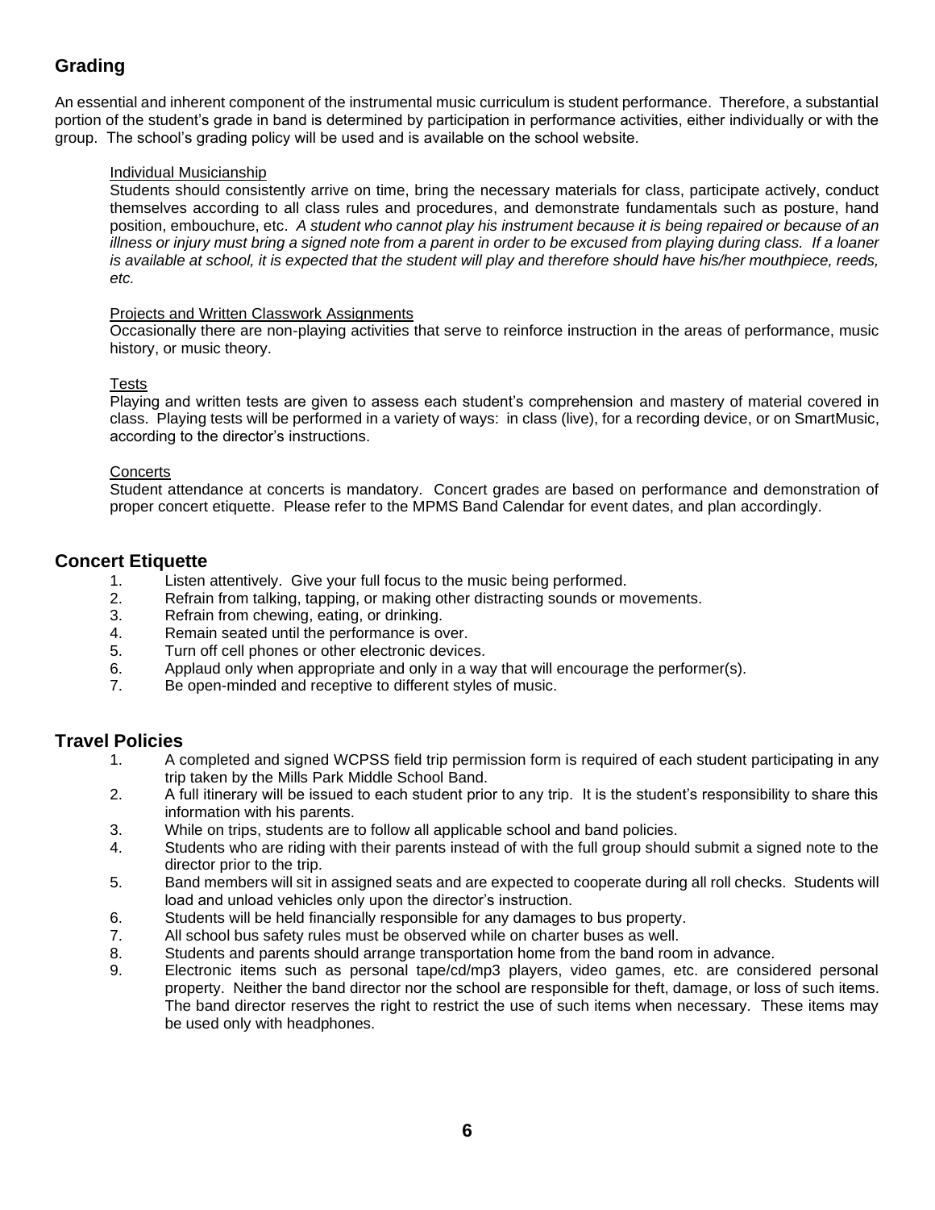## Grading

An essential and inherent component of the instrumental music curriculum is student performance. Therefore, a substantial portion of the student's grade in band is determined by participation in performance activities, either individually or with the group. The school's grading policy will be used and is available on the school website.

Individual Musicianship

Students should consistently arrive on time, bring the necessary materials for class, participate actively, conduct themselves according to all class rules and procedures, and demonstrate fundamentals such as posture, hand position, embouchure, etc. *A student who cannot play his instrument because it is being repaired or because of an illness or injury must bring a signed note from a parent in order to be excused from playing during class. If a loaner is available at school, it is expected that the student will play and therefore should have his/her mouthpiece, reeds, etc.*

Projects and Written Classwork Assignments

Occasionally there are non-playing activities that serve to reinforce instruction in the areas of performance, music history, or music theory.

Tests

Playing and written tests are given to assess each student's comprehension and mastery of material covered in class. Playing tests will be performed in a variety of ways: in class (live), for a recording device, or on SmartMusic, according to the director's instructions.

Concerts

Student attendance at concerts is mandatory. Concert grades are based on performance and demonstration of proper concert etiquette. Please refer to the MPMS Band Calendar for event dates, and plan accordingly.

## Concert Etiquette

1. Listen attentively. Give your full focus to the music being performed.
2. Refrain from talking, tapping, or making other distracting sounds or movements.
3. Refrain from chewing, eating, or drinking.
4. Remain seated until the performance is over.
5. Turn off cell phones or other electronic devices.
6. Applaud only when appropriate and only in a way that will encourage the performer(s).
7. Be open-minded and receptive to different styles of music.

## Travel Policies

1. A completed and signed WCPSS field trip permission form is required of each student participating in any trip taken by the Mills Park Middle School Band.
2. A full itinerary will be issued to each student prior to any trip. It is the student's responsibility to share this information with his parents.
3. While on trips, students are to follow all applicable school and band policies.
4. Students who are riding with their parents instead of with the full group should submit a signed note to the director prior to the trip.
5. Band members will sit in assigned seats and are expected to cooperate during all roll checks. Students will load and unload vehicles only upon the director's instruction.
6. Students will be held financially responsible for any damages to bus property.
7. All school bus safety rules must be observed while on charter buses as well.
8. Students and parents should arrange transportation home from the band room in advance.
9. Electronic items such as personal tape/cd/mp3 players, video games, etc. are considered personal property. Neither the band director nor the school are responsible for theft, damage, or loss of such items. The band director reserves the right to restrict the use of such items when necessary. These items may be used only with headphones.